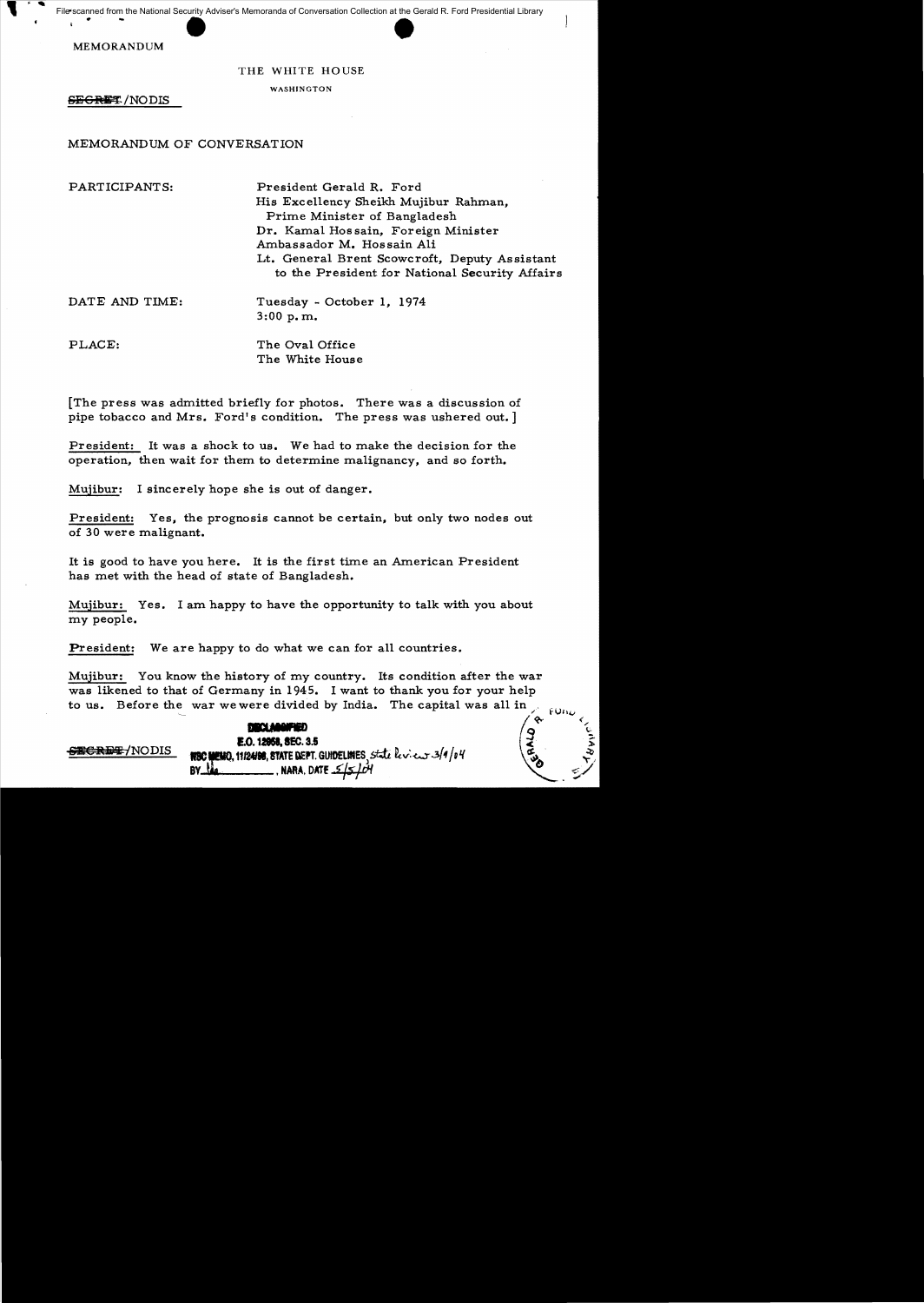MEMORANDUM

THE WHITE HOUSE

WASHINGTON

~~SECRET~~/NODIS

MEMORANDUM OF CONVERSATION

PARTICIPANTS: President Gerald R. Ford
His Excellency Sheikh Mujibur Rahman, Prime Minister of Bangladesh
Dr. Kamal Hossain, Foreign Minister
Ambassador M. Hossain Ali
Lt. General Brent Scowcroft, Deputy Assistant to the President for National Security Affairs

DATE AND TIME: Tuesday - October 1, 1974
3:00 p.m.

PLACE: The Oval Office
The White House

[The press was admitted briefly for photos. There was a discussion of pipe tobacco and Mrs. Ford's condition. The press was ushered out.]

President: It was a shock to us. We had to make the decision for the operation, then wait for them to determine malignancy, and so forth.

Mujibur: I sincerely hope she is out of danger.

President: Yes, the prognosis cannot be certain, but only two nodes out of 30 were malignant.

It is good to have you here. It is the first time an American President has met with the head of state of Bangladesh.

Mujibur: Yes. I am happy to have the opportunity to talk with you about my people.

President: We are happy to do what we can for all countries.

Mujibur: You know the history of my country. Its condition after the war was likened to that of Germany in 1945. I want to thank you for your help to us. Before the war we were divided by India. The capital was all in

DECLASSIFIED
E.O. 12958, SEC. 3.5
NSC MEMO, 11/24/98, STATE DEPT. GUIDELINES, State Review 3/9/04
BY ___, NARA, DATE 5/5/04

~~SECRET~~/NODIS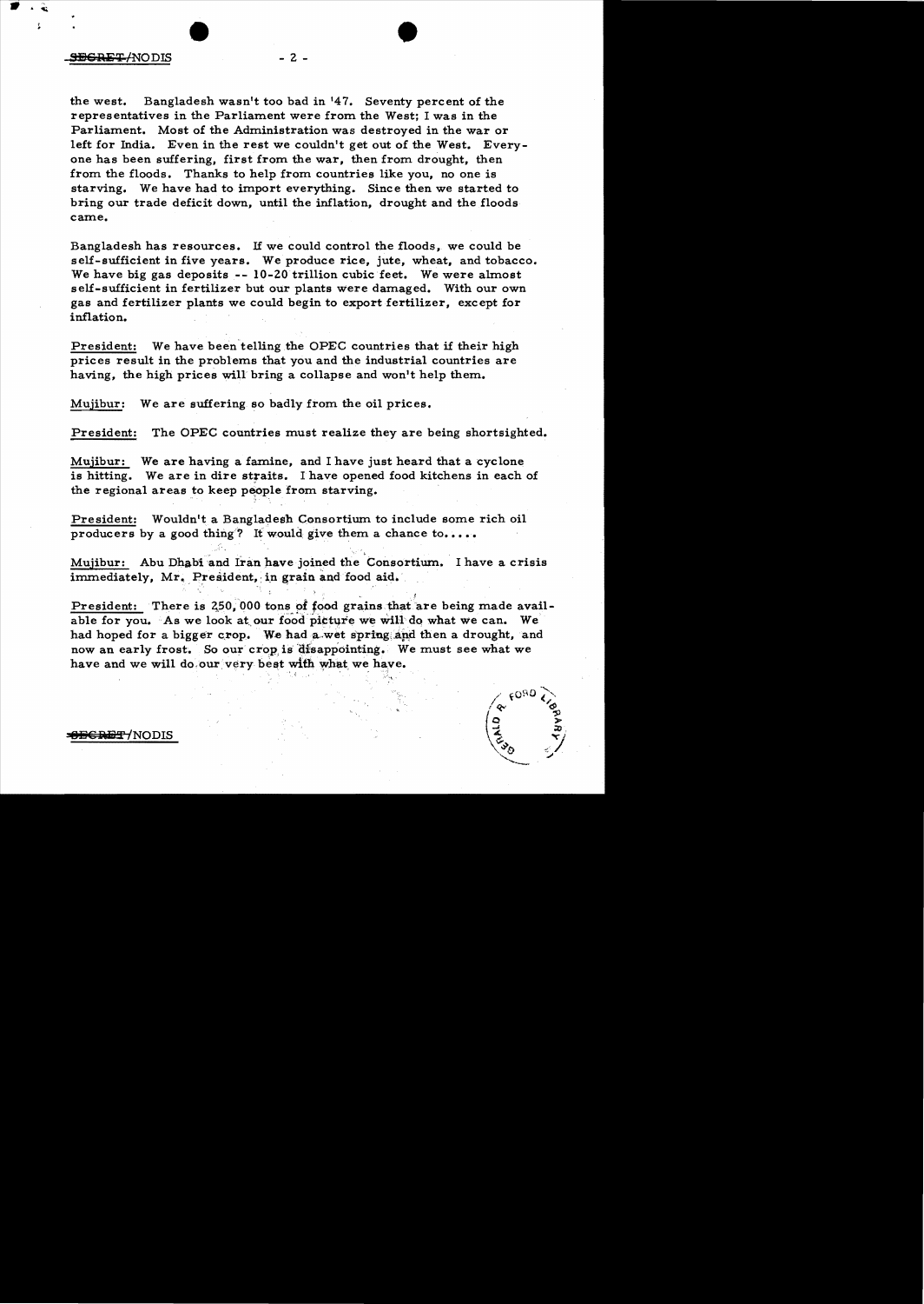the west. Bangladesh wasn't too bad in '47. Seventy percent of the representatives in the Parliament were from the West; I was in the Parliament. Most of the Administration was destroyed in the war or left for India. Even in the rest we couldn't get out of the West. Everyone has been suffering, first from the war, then from drought, then from the floods. Thanks to help from countries like you, no one is starving. We have had to import everything. Since then we started to bring our trade deficit down, until the inflation, drought and the floods came.

Bangladesh has resources. If we could control the floods, we could be self-sufficient in five years. We produce rice, jute, wheat, and tobacco. We have big gas deposits -- 10-20 trillion cubic feet. We were almost self-sufficient in fertilizer but our plants were damaged. With our own gas and fertilizer plants we could begin to export fertilizer, except for inflation.

President: We have been telling the OPEC countries that if their high prices result in the problems that you and the industrial countries are having, the high prices will bring a collapse and won't help them.

Mujibur: We are suffering so badly from the oil prices.

President: The OPEC countries must realize they are being shortsighted.

Mujibur: We are having a famine, and I have just heard that a cyclone is hitting. We are in dire straits. I have opened food kitchens in each of the regional areas to keep people from starving.

President: Wouldn't a Bangladesh Consortium to include some rich oil producers by a good thing? It would give them a chance to.....

Mujibur: Abu Dhabi and Iran have joined the Consortium. I have a crisis immediately, Mr. President, in grain and food aid.

President: There is 250,000 tons of food grains that are being made available for you. As we look at our food picture we will do what we can. We had hoped for a bigger crop. We had a wet spring and then a drought, and now an early frost. So our crop is disappointing. We must see what we have and we will do our very best with what we have.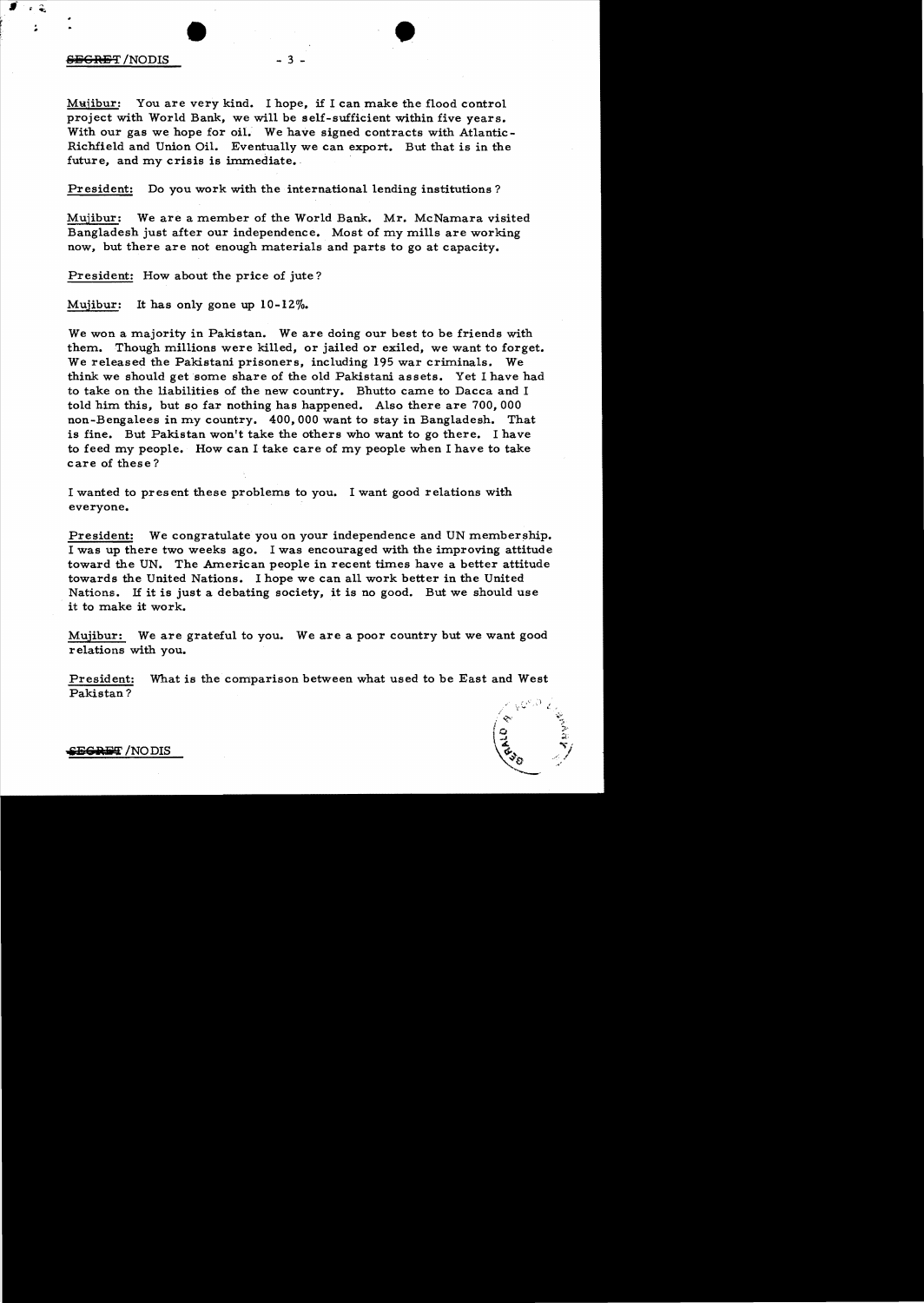Mujibur: You are very kind. I hope, if I can make the flood control project with World Bank, we will be self-sufficient within five years. With our gas we hope for oil. We have signed contracts with Atlantic-Richfield and Union Oil. Eventually we can export. But that is in the future, and my crisis is immediate.

President: Do you work with the international lending institutions?

Mujibur: We are a member of the World Bank. Mr. McNamara visited Bangladesh just after our independence. Most of my mills are working now, but there are not enough materials and parts to go at capacity.

President: How about the price of jute?

Mujibur: It has only gone up 10-12%.

We won a majority in Pakistan. We are doing our best to be friends with them. Though millions were killed, or jailed or exiled, we want to forget. We released the Pakistani prisoners, including 195 war criminals. We think we should get some share of the old Pakistani assets. Yet I have had to take on the liabilities of the new country. Bhutto came to Dacca and I told him this, but so far nothing has happened. Also there are 700,000 non-Bengalees in my country. 400,000 want to stay in Bangladesh. That is fine. But Pakistan won't take the others who want to go there. I have to feed my people. How can I take care of my people when I have to take care of these?

I wanted to present these problems to you. I want good relations with everyone.

President: We congratulate you on your independence and UN membership. I was up there two weeks ago. I was encouraged with the improving attitude toward the UN. The American people in recent times have a better attitude towards the United Nations. I hope we can all work better in the United Nations. If it is just a debating society, it is no good. But we should use it to make it work.

Mujibur: We are grateful to you. We are a poor country but we want good relations with you.

President: What is the comparison between what used to be East and West Pakistan?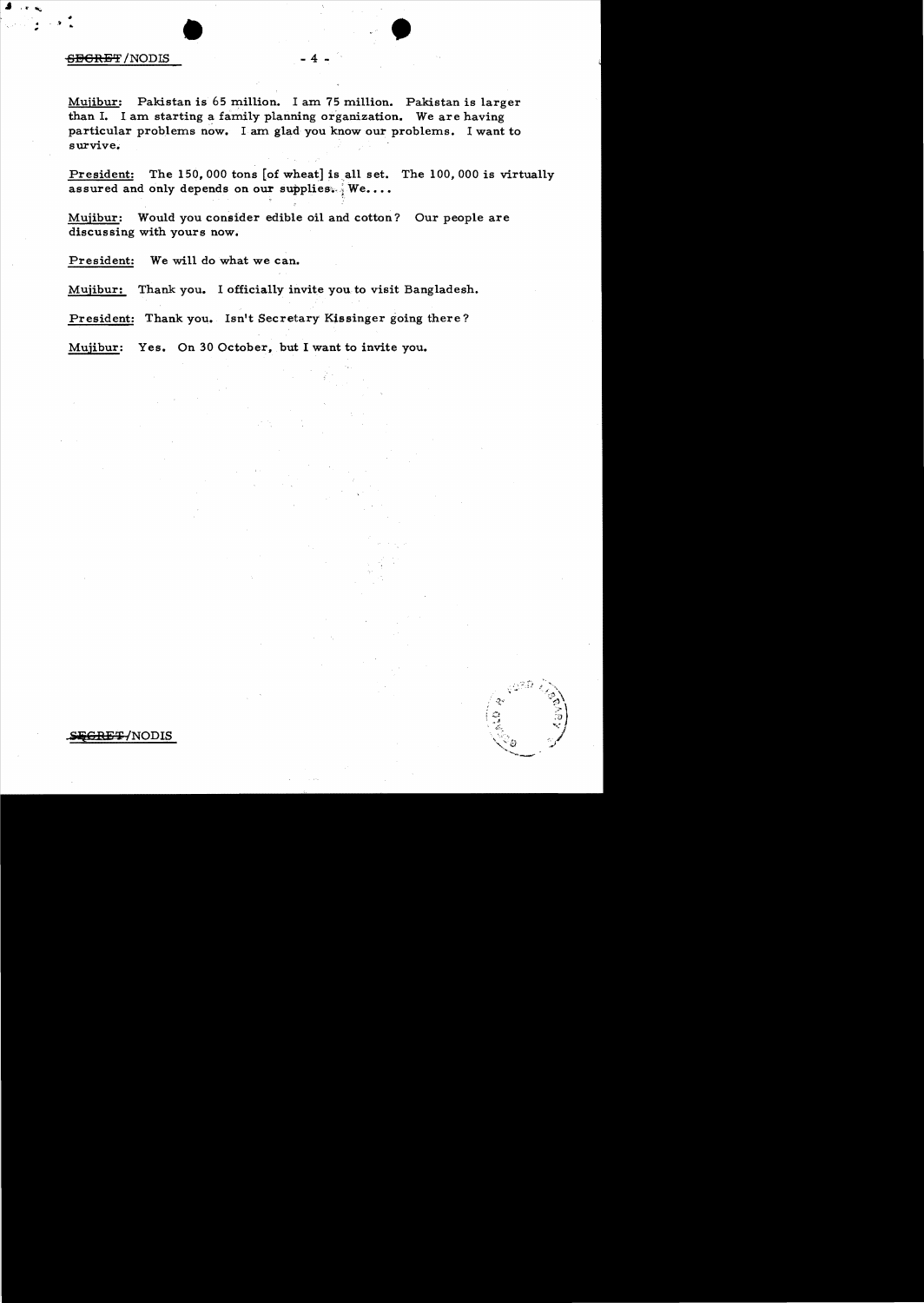Mujibur: Pakistan is 65 million. I am 75 million. Pakistan is larger than I. I am starting a family planning organization. We are having particular problems now. I am glad you know our problems. I want to survive.

President: The 150,000 tons [of wheat] is all set. The 100,000 is virtually assured and only depends on our supplies. We....

Mujibur: Would you consider edible oil and cotton? Our people are discussing with yours now.

President: We will do what we can.

Mujibur: Thank you. I officially invite you to visit Bangladesh.

President: Thank you. Isn't Secretary Kissinger going there?

Mujibur: Yes. On 30 October, but I want to invite you.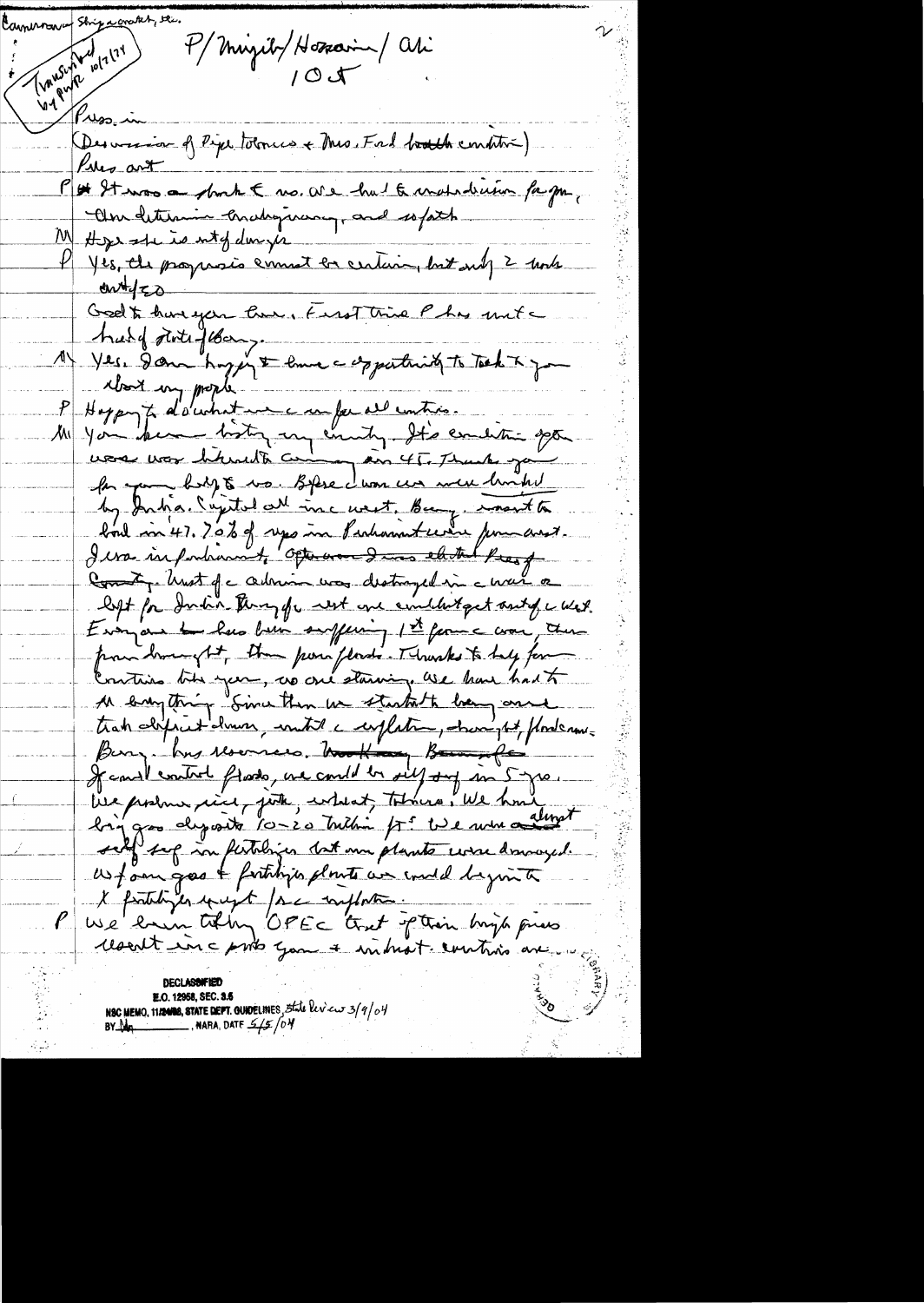Cameraman Shipa crowd, etc.

Transcribed by [illegible] 10/7/[illegible]

P/Mujib/Hossain/Ali

10 Oct

Press in

(Discussion of Pipe tobacco + Mrs. Ford health condition)

Press out

P It was a shock to us. We had to maintain her fine, clear determination, courage, and so forth.

M Hope she is out of danger

P Yes, the prognosis cannot be certain, but only 2 weeks out of [illegible]

Good to have you here. First time P has met a head of state of Bang.

M Yes. I am happy to have an opportunity to talk to you about my people.

P Happy to do what we can for all countries.

M You know history my country. It's condition after war was inherited coming in 45. Thank you for your help to us. Before [illegible] we were burdened by India. Capital all in [illegible] west. Bang. wanted to [illegible] in 47. 70% of reps in Parliament were from east. I was in parliament. Often [illegible] I was elected Pres of [illegible] County. Most of admin was destroyed in war so left for India. Many of [illegible] went [illegible] could not get out of war. Everyone has been suffering. 1st from war, then from drought, then from floods. Thanks to help from countries this year, no one starving. We have had to do everything. Since then we started to bring over trade deficit down, meet inflation, drought, floods, etc. Bang. has resources. [illegible] If could control floods, we could be self suff in 5 yrs. We produce rice, jute, wheat, tobacco. We have big gas deposits 10-20 billion ft. We were almost self suff in fertilizer but our plants were damaged. W/ our gas + fertilizer plants we could begin to X fertilizer input / re inflation.

P We have been telling OPEC that if their high prices [illegible] in [illegible] poor + industr. countries are...

DECLASSIFIED
E.O. 12958, SEC. 3.5
NSC MEMO, 11/24/98, STATE DEPT. GUIDELINES, State Review 3/9/04
BY [illegible] NARA, DATE 5/5/04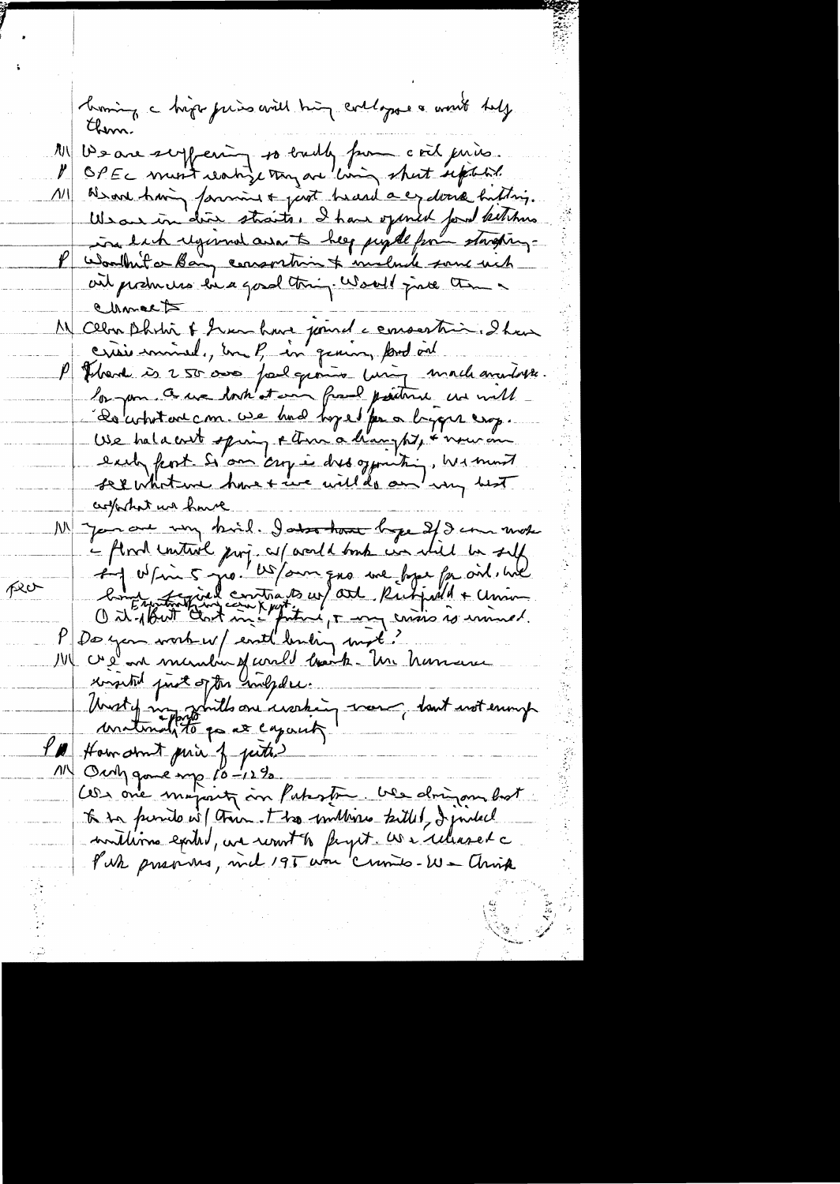having a high price will bring collapse & won't help them.

M We are suffering so badly from oil prices.

P OPEC must realize they are being short sighted.

M We are having famine & just heard a cyclone hitting. We are in dire straits. I have opened food kitchens in each regional area to keep people from starving.

P Worldwide Bay consortium & include some rich oil producers be a good thing. Would give them a chance

M Ollen Shehi & Iran have joined a consortium. I have cruise minded, in P, in general, food aid

P There is 250 000 food grains being made available for you. As we look at our food picture we will do what we can. We had hoped for a bigger crop. We had a wet spring & then a drought, & now an early frost. So our crop is disappointing. We must see what we have & we will do our very best with what we have.

M You are very kind. I also have hope if I can make a flood control proj. w/ world bank we will be self suff w/in 5 yrs. W/ our gas we hope for aid. We have signed contracts w/ Ashl. Richfield & Union Oil. But that in future, & my crisis is immediate.

FCO

P Do you work w/ world lending inst?

M We are member of world bank. Mr. Namara visited just after cyclone.

Most of my plants are working now, but not enough materials to go at capacity.

P How about price of jute?

M Only gone up 10–12%.

We are majority in Pakistan. We are doing our best to be friends w/ them. I too millions killed, I jailed millions exiled, we want to forget. We released all PW prisoners, incl 195 war crimes. We think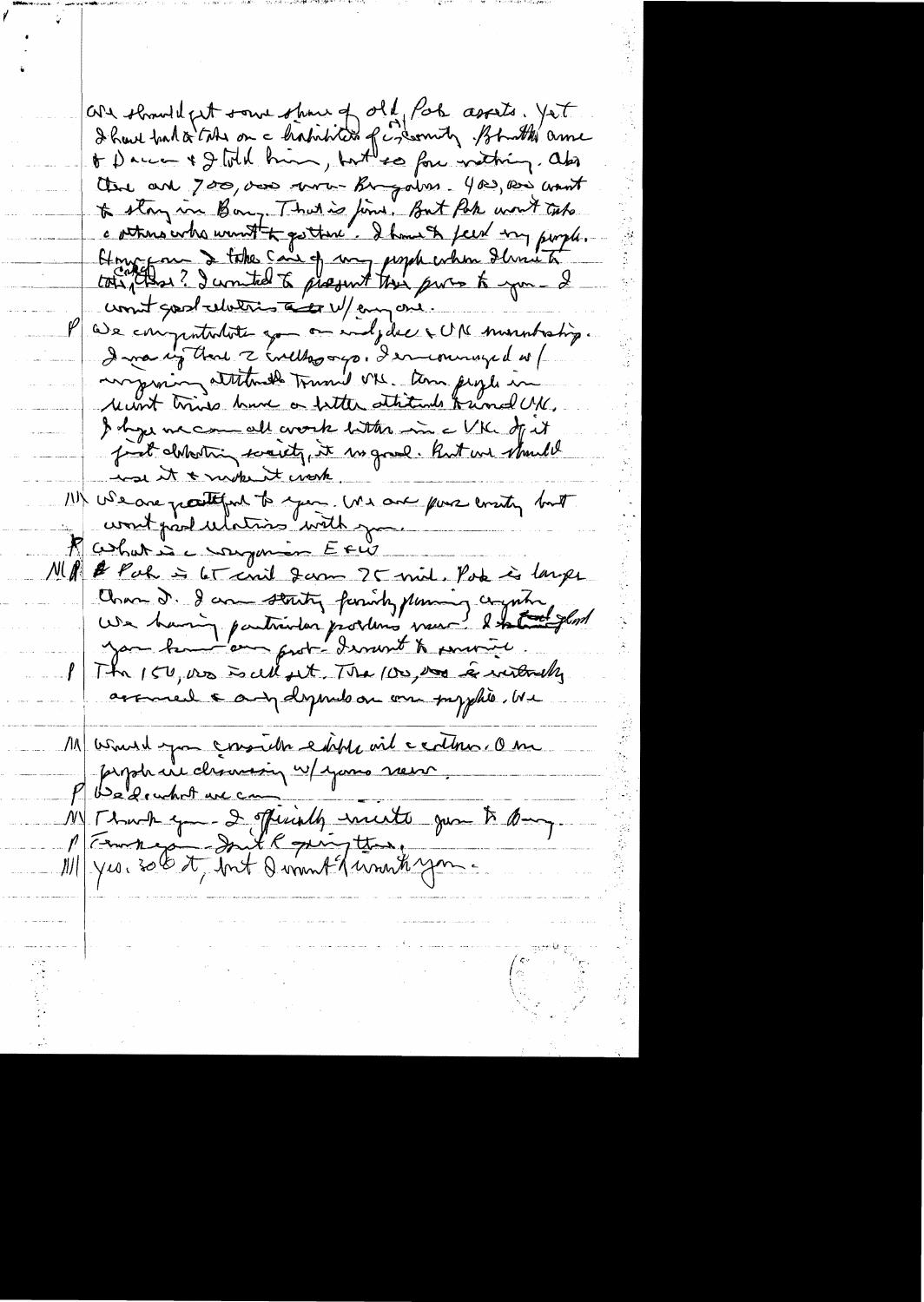we should get some share of old Pak assets. Yet I have had a take on a habitation of [unclear] Bhutto came & Dacca & I told him, but so far nothing. Also there are 700,000 non-Bengalis. 400,000 want to stay in Bang. That is fine. But Pak won't take c others who want to go there. I have to feed my people. How can I take care of my people when I have to care for those? I wanted to present this prob to you – I want good relations w/ everyone.

P We congratulate you on indep & UN membership. I was in there 2 weeks ago. I was encouraged w/ improving attitude toward US. Some people in recent times have a better attitude toward US. I hope we can all work better in c US. If it just a debating society, it no good. But we should use it & make it work.

M We are grateful to you. We are poor country but want good relations with you.

K What is c organization E&W

M Pak is 65 mil & am 75 mil. Pak is larger than I. I am starting family planning campaign. We having particular problems now. I [unclear] glad you know our post. I want to remind.

P The 150,000 is all set. The 100,000 is virtually assured & any depends on our supplies. We

M Would you consider edible oil & cotton. Our people are clamoring w/ your news.

P We'll do what we can.

M Thank you – I officially invite you to Bang.

P Thank you – I will keep in mind that.

M Yes, so do it, but I want to warn you.